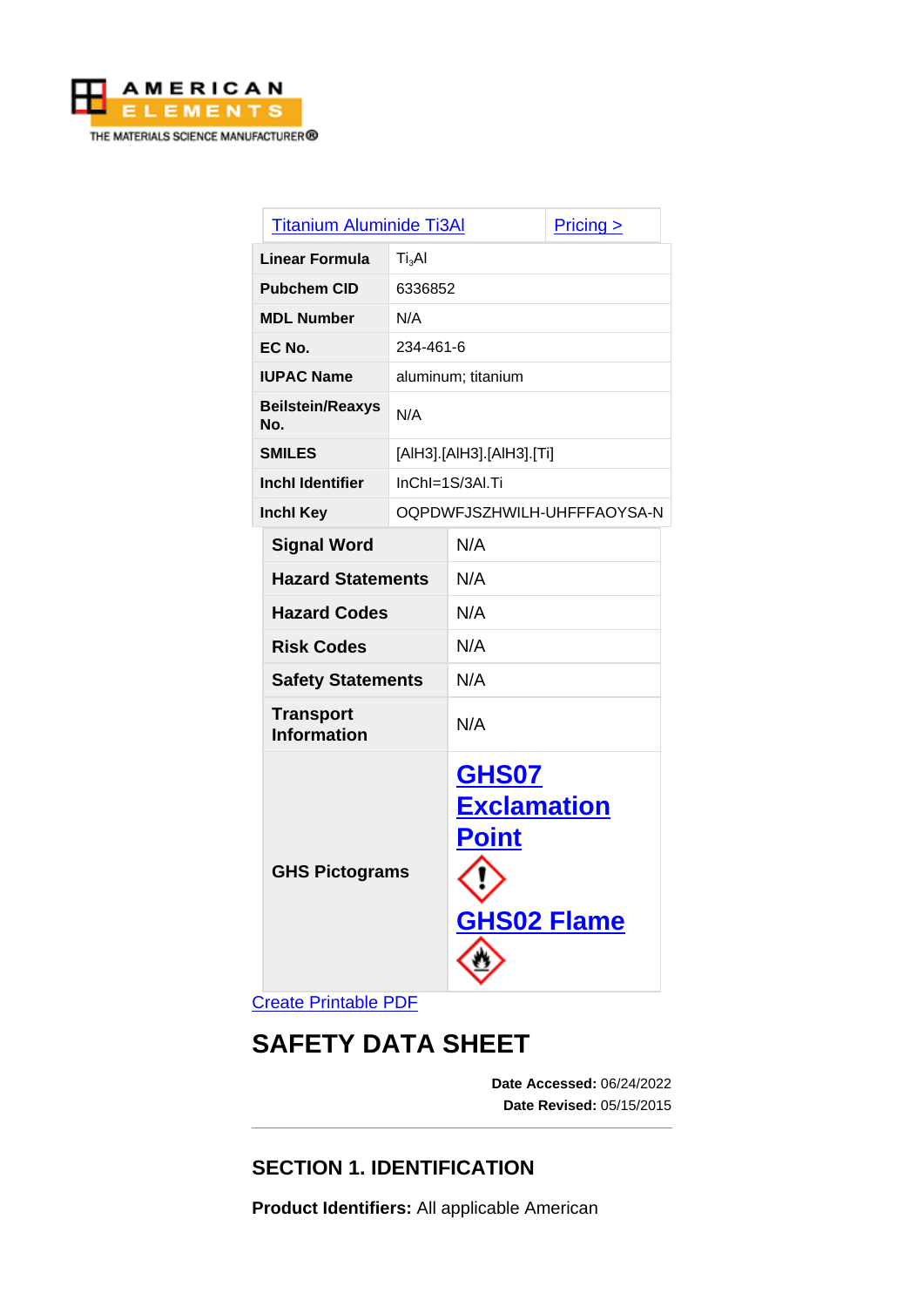AMERICAN ELEMENTS
THE MATERIALS SCIENCE MANUFACTURER®

| Titanium Aluminide Ti3Al | Pricing > |
|---|---|
| Linear Formula | $Ti_3Al$ |
| Pubchem CID | 6336852 |
| MDL Number | N/A |
| EC No. | 234-461-6 |
| IUPAC Name | aluminum; titanium |
| Beilstein/Reaxys No. | N/A |
| SMILES | [AlH3].[AlH3].[AlH3].[Ti] |
| Inchl Identifier | InChI=1S/3Al.Ti |
| Inchl Key | OQPDWFJSZHWILH-UHFFFAOYSA-N |

| Signal Word | N/A |
|---|---|
| Hazard Statements | N/A |
| Hazard Codes | N/A |
| Risk Codes | N/A |
| Safety Statements | N/A |
| Transport Information | N/A |
| GHS Pictograms | GHS07 Exclamation Point; GHS02 Flame |

Create Printable PDF

# SAFETY DATA SHEET

**Date Accessed:** 06/24/2022
**Date Revised:** 05/15/2015

## SECTION 1. IDENTIFICATION

**Product Identifiers:** All applicable American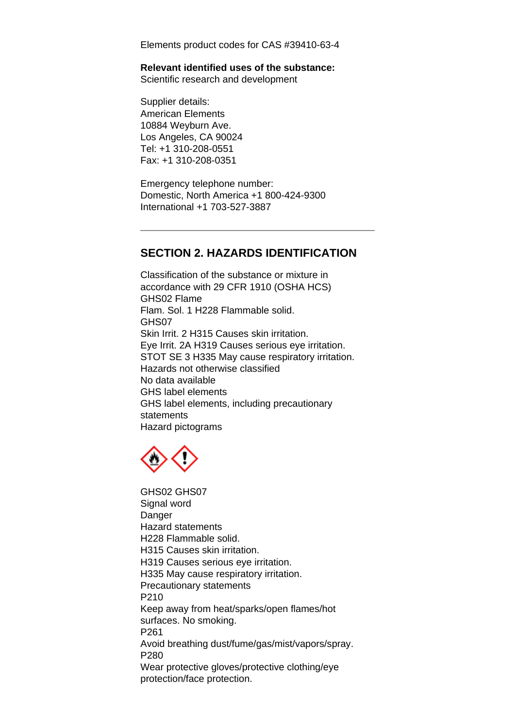Elements product codes for CAS #39410-63-4

**Relevant identified uses of the substance:**
Scientific research and development

Supplier details:
American Elements
10884 Weyburn Ave.
Los Angeles, CA 90024
Tel: +1 310-208-0551
Fax: +1 310-208-0351

Emergency telephone number:
Domestic, North America +1 800-424-9300
International +1 703-527-3887

---

## SECTION 2. HAZARDS IDENTIFICATION

Classification of the substance or mixture in accordance with 29 CFR 1910 (OSHA HCS)
GHS02 Flame
Flam. Sol. 1 H228 Flammable solid.
GHS07
Skin Irrit. 2 H315 Causes skin irritation.
Eye Irrit. 2A H319 Causes serious eye irritation.
STOT SE 3 H335 May cause respiratory irritation.
Hazards not otherwise classified
No data available
GHS label elements
GHS label elements, including precautionary statements
Hazard pictograms

GHS02 GHS07
Signal word
Danger
Hazard statements
H228 Flammable solid.
H315 Causes skin irritation.
H319 Causes serious eye irritation.
H335 May cause respiratory irritation.
Precautionary statements
P210
Keep away from heat/sparks/open flames/hot surfaces. No smoking.
P261
Avoid breathing dust/fume/gas/mist/vapors/spray.
P280
Wear protective gloves/protective clothing/eye protection/face protection.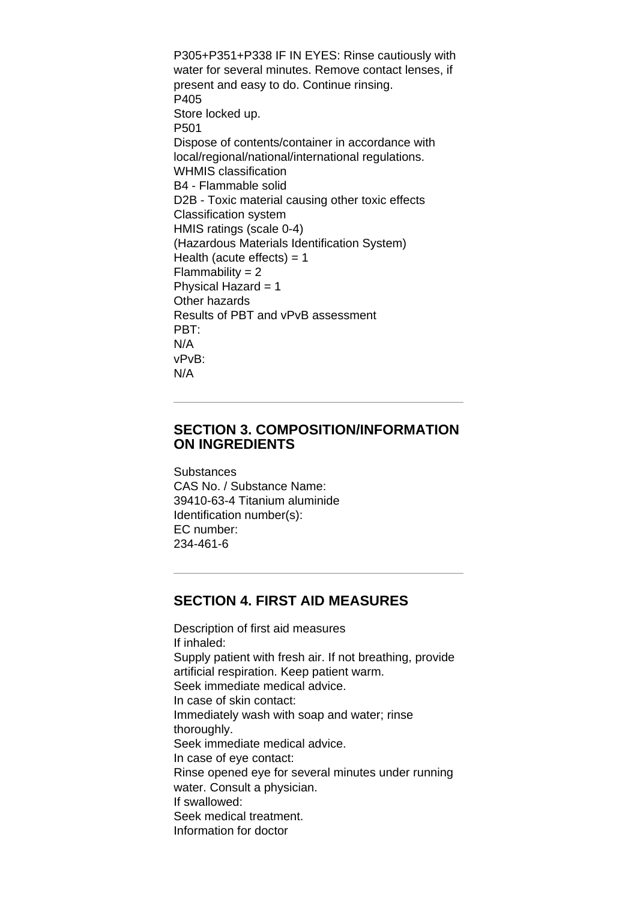P305+P351+P338 IF IN EYES: Rinse cautiously with water for several minutes. Remove contact lenses, if present and easy to do. Continue rinsing.
P405
Store locked up.
P501
Dispose of contents/container in accordance with local/regional/national/international regulations.
WHMIS classification
B4 - Flammable solid
D2B - Toxic material causing other toxic effects
Classification system
HMIS ratings (scale 0-4)
(Hazardous Materials Identification System)
Health (acute effects) = 1
Flammability = 2
Physical Hazard = 1
Other hazards
Results of PBT and vPvB assessment
PBT:
N/A
vPvB:
N/A

---

## SECTION 3. COMPOSITION/INFORMATION ON INGREDIENTS

Substances
CAS No. / Substance Name:
39410-63-4 Titanium aluminide
Identification number(s):
EC number:
234-461-6

---

## SECTION 4. FIRST AID MEASURES

Description of first aid measures
If inhaled:
Supply patient with fresh air. If not breathing, provide artificial respiration. Keep patient warm.
Seek immediate medical advice.
In case of skin contact:
Immediately wash with soap and water; rinse thoroughly.
Seek immediate medical advice.
In case of eye contact:
Rinse opened eye for several minutes under running water. Consult a physician.
If swallowed:
Seek medical treatment.
Information for doctor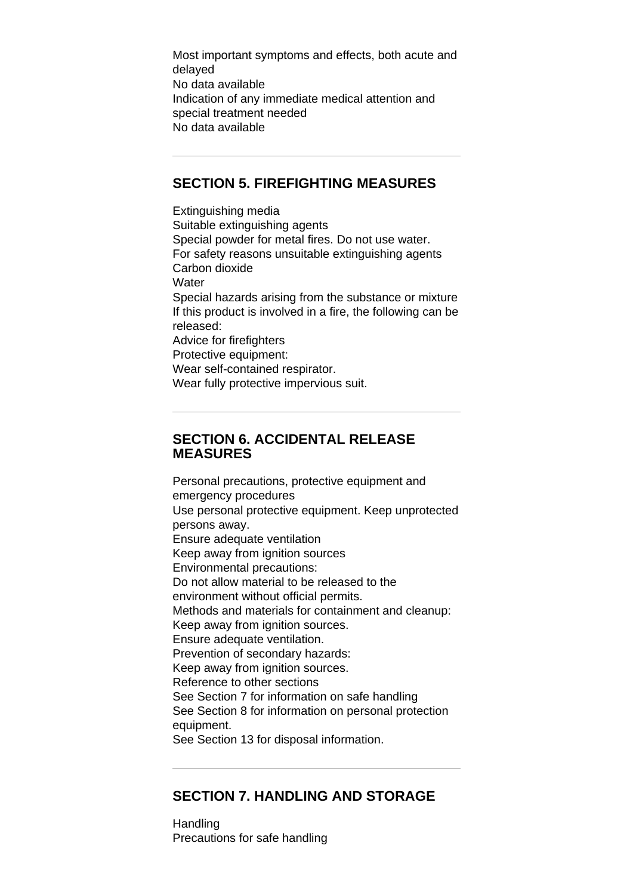Most important symptoms and effects, both acute and delayed
No data available
Indication of any immediate medical attention and special treatment needed
No data available

---

## SECTION 5. FIREFIGHTING MEASURES

Extinguishing media
Suitable extinguishing agents
Special powder for metal fires. Do not use water.
For safety reasons unsuitable extinguishing agents
Carbon dioxide
Water
Special hazards arising from the substance or mixture
If this product is involved in a fire, the following can be released:
Advice for firefighters
Protective equipment:
Wear self-contained respirator.
Wear fully protective impervious suit.

---

## SECTION 6. ACCIDENTAL RELEASE MEASURES

Personal precautions, protective equipment and emergency procedures
Use personal protective equipment. Keep unprotected persons away.
Ensure adequate ventilation
Keep away from ignition sources
Environmental precautions:
Do not allow material to be released to the environment without official permits.
Methods and materials for containment and cleanup:
Keep away from ignition sources.
Ensure adequate ventilation.
Prevention of secondary hazards:
Keep away from ignition sources.
Reference to other sections
See Section 7 for information on safe handling
See Section 8 for information on personal protection equipment.
See Section 13 for disposal information.

---

## SECTION 7. HANDLING AND STORAGE

Handling
Precautions for safe handling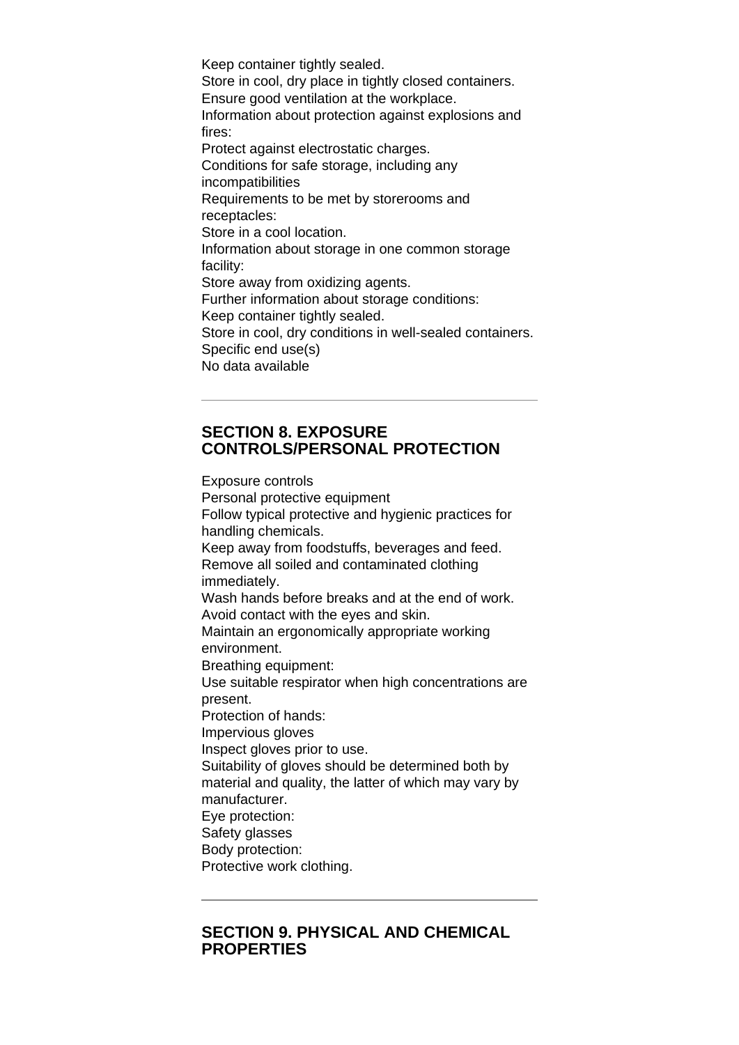Keep container tightly sealed.
Store in cool, dry place in tightly closed containers.
Ensure good ventilation at the workplace.
Information about protection against explosions and fires:
Protect against electrostatic charges.
Conditions for safe storage, including any incompatibilities
Requirements to be met by storerooms and receptacles:
Store in a cool location.
Information about storage in one common storage facility:
Store away from oxidizing agents.
Further information about storage conditions:
Keep container tightly sealed.
Store in cool, dry conditions in well-sealed containers.
Specific end use(s)
No data available

---

## SECTION 8. EXPOSURE CONTROLS/PERSONAL PROTECTION

Exposure controls
Personal protective equipment
Follow typical protective and hygienic practices for handling chemicals.
Keep away from foodstuffs, beverages and feed.
Remove all soiled and contaminated clothing immediately.
Wash hands before breaks and at the end of work.
Avoid contact with the eyes and skin.
Maintain an ergonomically appropriate working environment.
Breathing equipment:
Use suitable respirator when high concentrations are present.
Protection of hands:
Impervious gloves
Inspect gloves prior to use.
Suitability of gloves should be determined both by material and quality, the latter of which may vary by manufacturer.
Eye protection:
Safety glasses
Body protection:
Protective work clothing.

---

## SECTION 9. PHYSICAL AND CHEMICAL PROPERTIES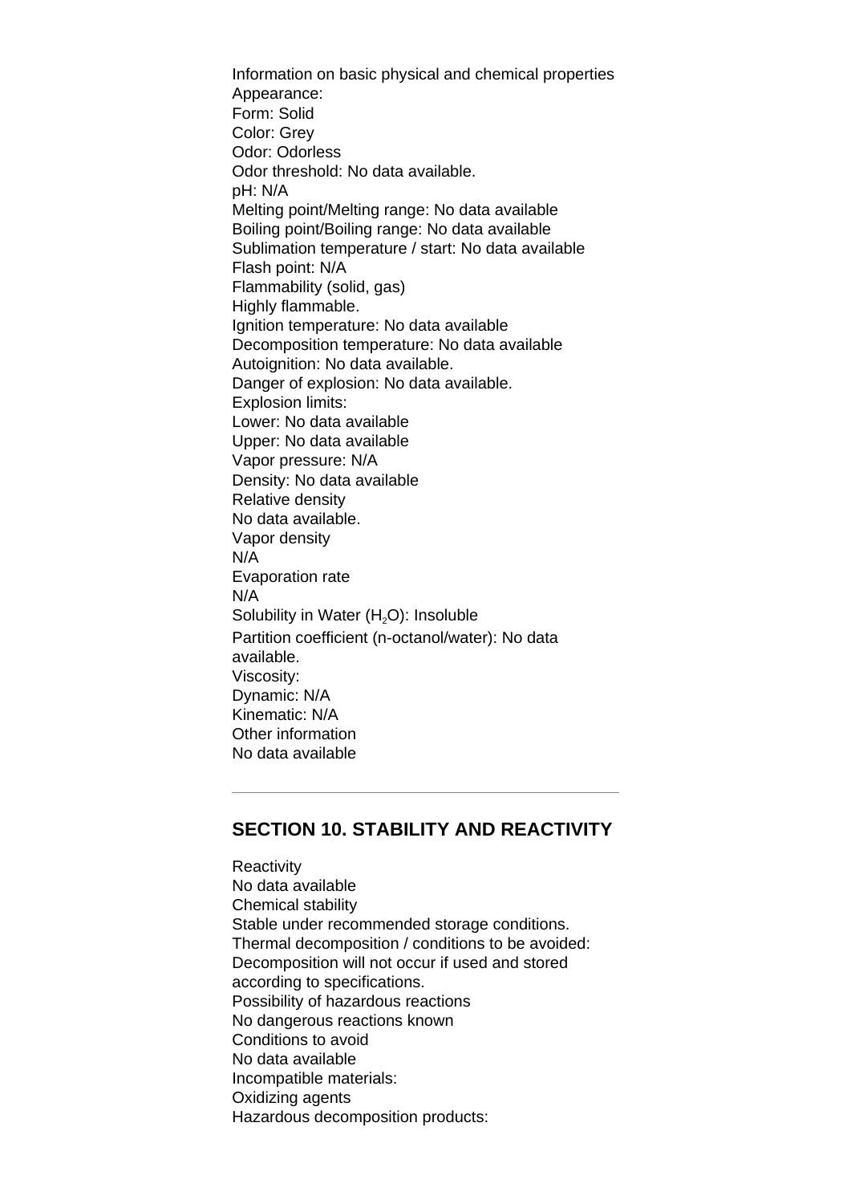Information on basic physical and chemical properties
Appearance:
Form: Solid
Color: Grey
Odor: Odorless
Odor threshold: No data available.
pH: N/A
Melting point/Melting range: No data available
Boiling point/Boiling range: No data available
Sublimation temperature / start: No data available
Flash point: N/A
Flammability (solid, gas)
Highly flammable.
Ignition temperature: No data available
Decomposition temperature: No data available
Autoignition: No data available.
Danger of explosion: No data available.
Explosion limits:
Lower: No data available
Upper: No data available
Vapor pressure: N/A
Density: No data available
Relative density
No data available.
Vapor density
N/A
Evaporation rate
N/A
Solubility in Water ($H_2O$): Insoluble
Partition coefficient (n-octanol/water): No data available.
Viscosity:
Dynamic: N/A
Kinematic: N/A
Other information
No data available

---

## SECTION 10. STABILITY AND REACTIVITY

Reactivity
No data available
Chemical stability
Stable under recommended storage conditions.
Thermal decomposition / conditions to be avoided:
Decomposition will not occur if used and stored according to specifications.
Possibility of hazardous reactions
No dangerous reactions known
Conditions to avoid
No data available
Incompatible materials:
Oxidizing agents
Hazardous decomposition products: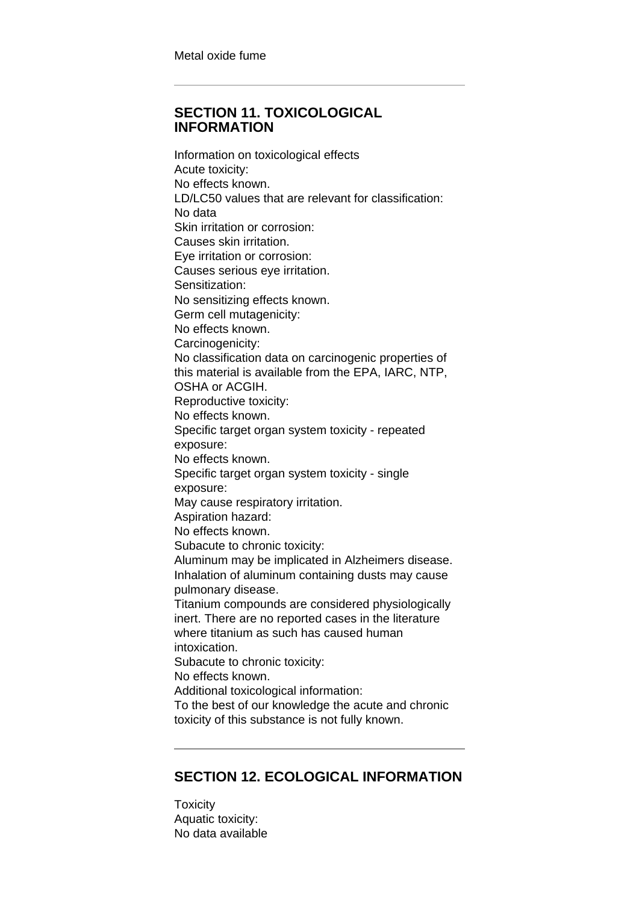Metal oxide fume

---

## SECTION 11. TOXICOLOGICAL INFORMATION

Information on toxicological effects
Acute toxicity:
No effects known.
LD/LC50 values that are relevant for classification:
No data
Skin irritation or corrosion:
Causes skin irritation.
Eye irritation or corrosion:
Causes serious eye irritation.
Sensitization:
No sensitizing effects known.
Germ cell mutagenicity:
No effects known.
Carcinogenicity:
No classification data on carcinogenic properties of this material is available from the EPA, IARC, NTP, OSHA or ACGIH.
Reproductive toxicity:
No effects known.
Specific target organ system toxicity - repeated exposure:
No effects known.
Specific target organ system toxicity - single exposure:
May cause respiratory irritation.
Aspiration hazard:
No effects known.
Subacute to chronic toxicity:
Aluminum may be implicated in Alzheimers disease.
Inhalation of aluminum containing dusts may cause pulmonary disease.
Titanium compounds are considered physiologically inert. There are no reported cases in the literature where titanium as such has caused human intoxication.
Subacute to chronic toxicity:
No effects known.
Additional toxicological information:
To the best of our knowledge the acute and chronic toxicity of this substance is not fully known.

---

## SECTION 12. ECOLOGICAL INFORMATION

Toxicity
Aquatic toxicity:
No data available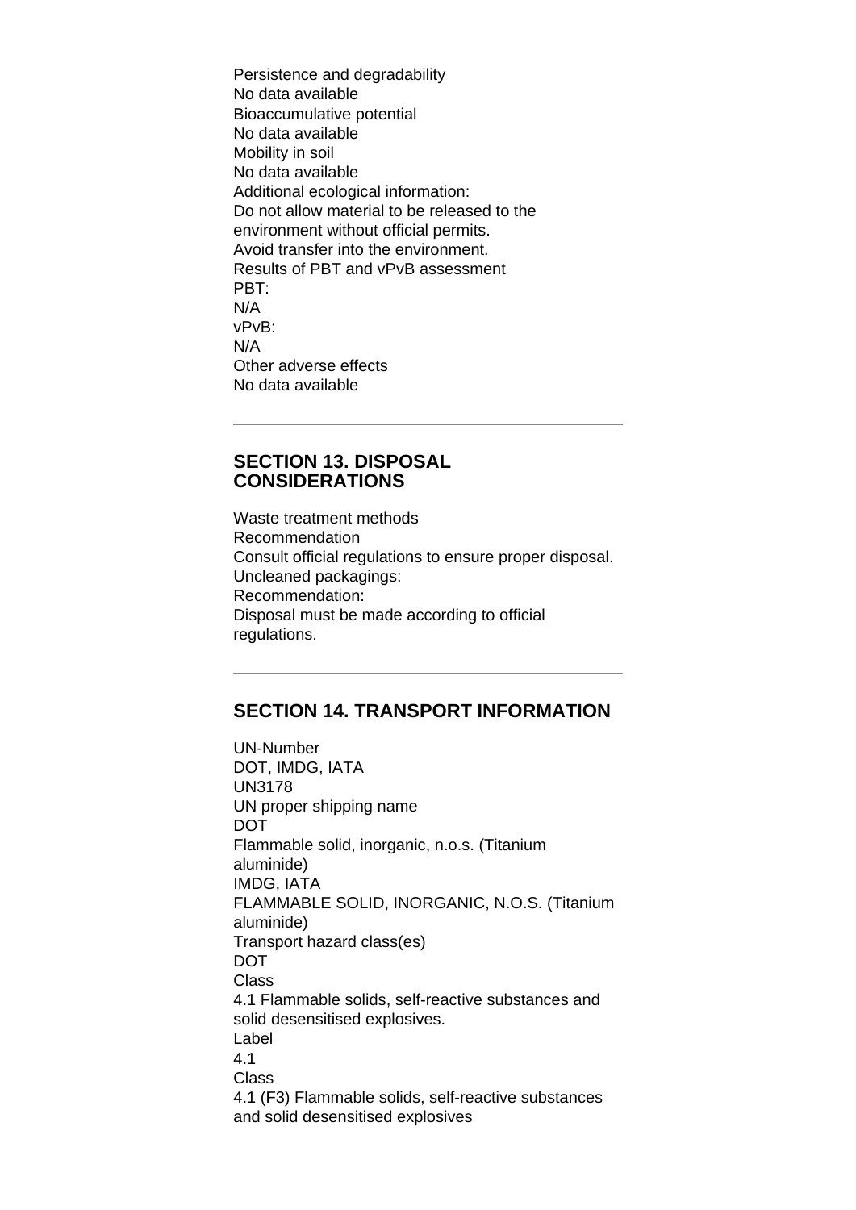Persistence and degradability
No data available
Bioaccumulative potential
No data available
Mobility in soil
No data available
Additional ecological information:
Do not allow material to be released to the environment without official permits.
Avoid transfer into the environment.
Results of PBT and vPvB assessment
PBT:
N/A
vPvB:
N/A
Other adverse effects
No data available

---

## SECTION 13. DISPOSAL CONSIDERATIONS

Waste treatment methods
Recommendation
Consult official regulations to ensure proper disposal.
Uncleaned packagings:
Recommendation:
Disposal must be made according to official regulations.

---

## SECTION 14. TRANSPORT INFORMATION

UN-Number
DOT, IMDG, IATA
UN3178
UN proper shipping name
DOT
Flammable solid, inorganic, n.o.s. (Titanium aluminide)
IMDG, IATA
FLAMMABLE SOLID, INORGANIC, N.O.S. (Titanium aluminide)
Transport hazard class(es)
DOT
Class
4.1 Flammable solids, self-reactive substances and solid desensitised explosives.
Label
4.1
Class
4.1 (F3) Flammable solids, self-reactive substances and solid desensitised explosives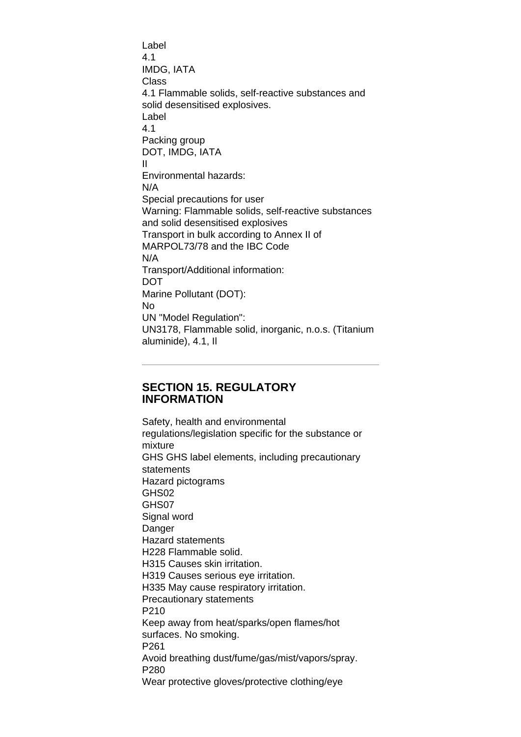Label
4.1
IMDG, IATA
Class
4.1 Flammable solids, self-reactive substances and solid desensitised explosives.
Label
4.1
Packing group
DOT, IMDG, IATA
II
Environmental hazards:
N/A
Special precautions for user
Warning: Flammable solids, self-reactive substances and solid desensitised explosives
Transport in bulk according to Annex II of MARPOL73/78 and the IBC Code
N/A
Transport/Additional information:
DOT
Marine Pollutant (DOT):
No
UN "Model Regulation":
UN3178, Flammable solid, inorganic, n.o.s. (Titanium aluminide), 4.1, II

---

## SECTION 15. REGULATORY INFORMATION

Safety, health and environmental regulations/legislation specific for the substance or mixture
GHS GHS label elements, including precautionary statements
Hazard pictograms
GHS02
GHS07
Signal word
Danger
Hazard statements
H228 Flammable solid.
H315 Causes skin irritation.
H319 Causes serious eye irritation.
H335 May cause respiratory irritation.
Precautionary statements
P210
Keep away from heat/sparks/open flames/hot surfaces. No smoking.
P261
Avoid breathing dust/fume/gas/mist/vapors/spray.
P280
Wear protective gloves/protective clothing/eye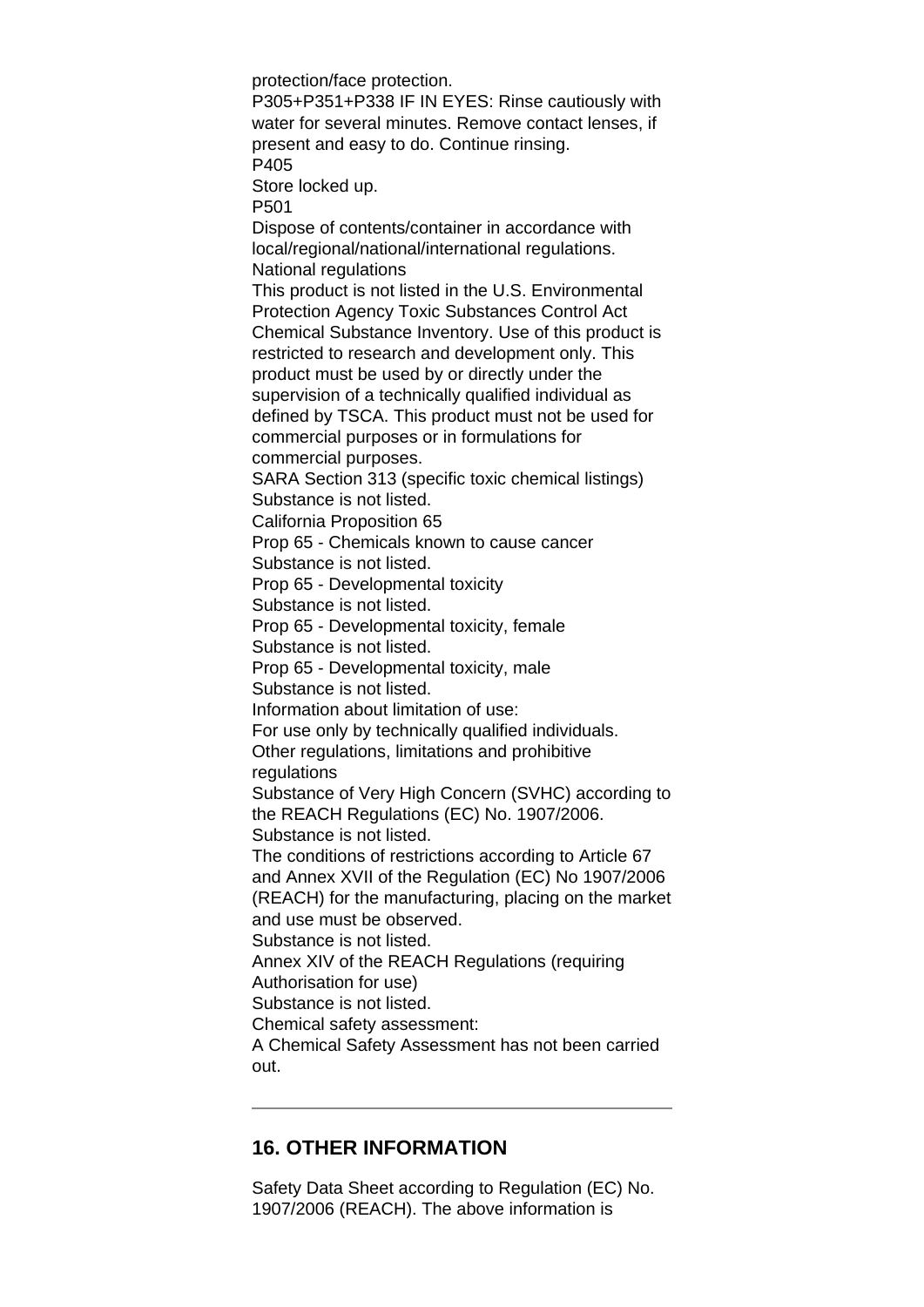protection/face protection.

P305+P351+P338 IF IN EYES: Rinse cautiously with water for several minutes. Remove contact lenses, if present and easy to do. Continue rinsing.

P405

Store locked up.

P501

Dispose of contents/container in accordance with local/regional/national/international regulations.

National regulations

This product is not listed in the U.S. Environmental Protection Agency Toxic Substances Control Act Chemical Substance Inventory. Use of this product is restricted to research and development only. This product must be used by or directly under the supervision of a technically qualified individual as defined by TSCA. This product must not be used for commercial purposes or in formulations for commercial purposes.

SARA Section 313 (specific toxic chemical listings)

Substance is not listed.

California Proposition 65

Prop 65 - Chemicals known to cause cancer

Substance is not listed.

Prop 65 - Developmental toxicity

Substance is not listed.

Prop 65 - Developmental toxicity, female

Substance is not listed.

Prop 65 - Developmental toxicity, male

Substance is not listed.

Information about limitation of use:

For use only by technically qualified individuals.

Other regulations, limitations and prohibitive regulations

Substance of Very High Concern (SVHC) according to the REACH Regulations (EC) No. 1907/2006.

Substance is not listed.

The conditions of restrictions according to Article 67 and Annex XVII of the Regulation (EC) No 1907/2006 (REACH) for the manufacturing, placing on the market and use must be observed.

Substance is not listed.

Annex XIV of the REACH Regulations (requiring Authorisation for use)

Substance is not listed.

Chemical safety assessment:

A Chemical Safety Assessment has not been carried out.

---

## 16. OTHER INFORMATION

Safety Data Sheet according to Regulation (EC) No. 1907/2006 (REACH). The above information is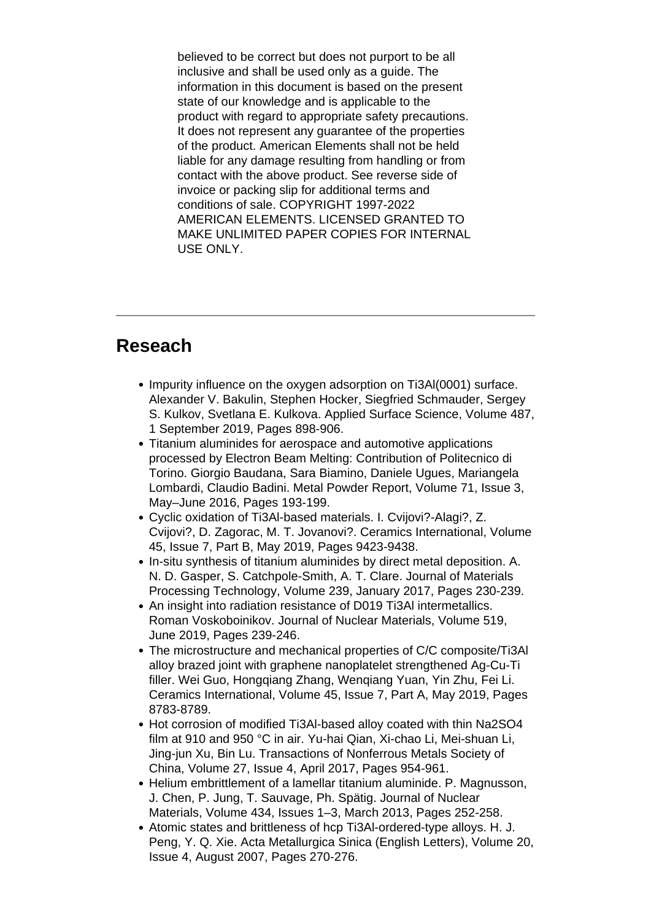believed to be correct but does not purport to be all inclusive and shall be used only as a guide. The information in this document is based on the present state of our knowledge and is applicable to the product with regard to appropriate safety precautions. It does not represent any guarantee of the properties of the product. American Elements shall not be held liable for any damage resulting from handling or from contact with the above product. See reverse side of invoice or packing slip for additional terms and conditions of sale. COPYRIGHT 1997-2022 AMERICAN ELEMENTS. LICENSED GRANTED TO MAKE UNLIMITED PAPER COPIES FOR INTERNAL USE ONLY.

---

## Reseach

- Impurity influence on the oxygen adsorption on $Ti_3Al$(0001) surface. Alexander V. Bakulin, Stephen Hocker, Siegfried Schmauder, Sergey S. Kulkov, Svetlana E. Kulkova. Applied Surface Science, Volume 487, 1 September 2019, Pages 898-906.
- Titanium aluminides for aerospace and automotive applications processed by Electron Beam Melting: Contribution of Politecnico di Torino. Giorgio Baudana, Sara Biamino, Daniele Ugues, Mariangela Lombardi, Claudio Badini. Metal Powder Report, Volume 71, Issue 3, May–June 2016, Pages 193-199.
- Cyclic oxidation of $Ti_3Al$-based materials. I. Cvijovi?-Alagi?, Z. Cvijovi?, D. Zagorac, M. T. Jovanovi?. Ceramics International, Volume 45, Issue 7, Part B, May 2019, Pages 9423-9438.
- In-situ synthesis of titanium aluminides by direct metal deposition. A. N. D. Gasper, S. Catchpole-Smith, A. T. Clare. Journal of Materials Processing Technology, Volume 239, January 2017, Pages 230-239.
- An insight into radiation resistance of D019 $Ti_3Al$ intermetallics. Roman Voskoboinikov. Journal of Nuclear Materials, Volume 519, June 2019, Pages 239-246.
- The microstructure and mechanical properties of C/C composite/$Ti_3Al$ alloy brazed joint with graphene nanoplatelet strengthened Ag-Cu-Ti filler. Wei Guo, Hongqiang Zhang, Wenqiang Yuan, Yin Zhu, Fei Li. Ceramics International, Volume 45, Issue 7, Part A, May 2019, Pages 8783-8789.
- Hot corrosion of modified $Ti_3Al$-based alloy coated with thin $Na_2SO_4$ film at 910 and 950 °C in air. Yu-hai Qian, Xi-chao Li, Mei-shuan Li, Jing-jun Xu, Bin Lu. Transactions of Nonferrous Metals Society of China, Volume 27, Issue 4, April 2017, Pages 954-961.
- Helium embrittlement of a lamellar titanium aluminide. P. Magnusson, J. Chen, P. Jung, T. Sauvage, Ph. Spätig. Journal of Nuclear Materials, Volume 434, Issues 1–3, March 2013, Pages 252-258.
- Atomic states and brittleness of hcp $Ti_3Al$-ordered-type alloys. H. J. Peng, Y. Q. Xie. Acta Metallurgica Sinica (English Letters), Volume 20, Issue 4, August 2007, Pages 270-276.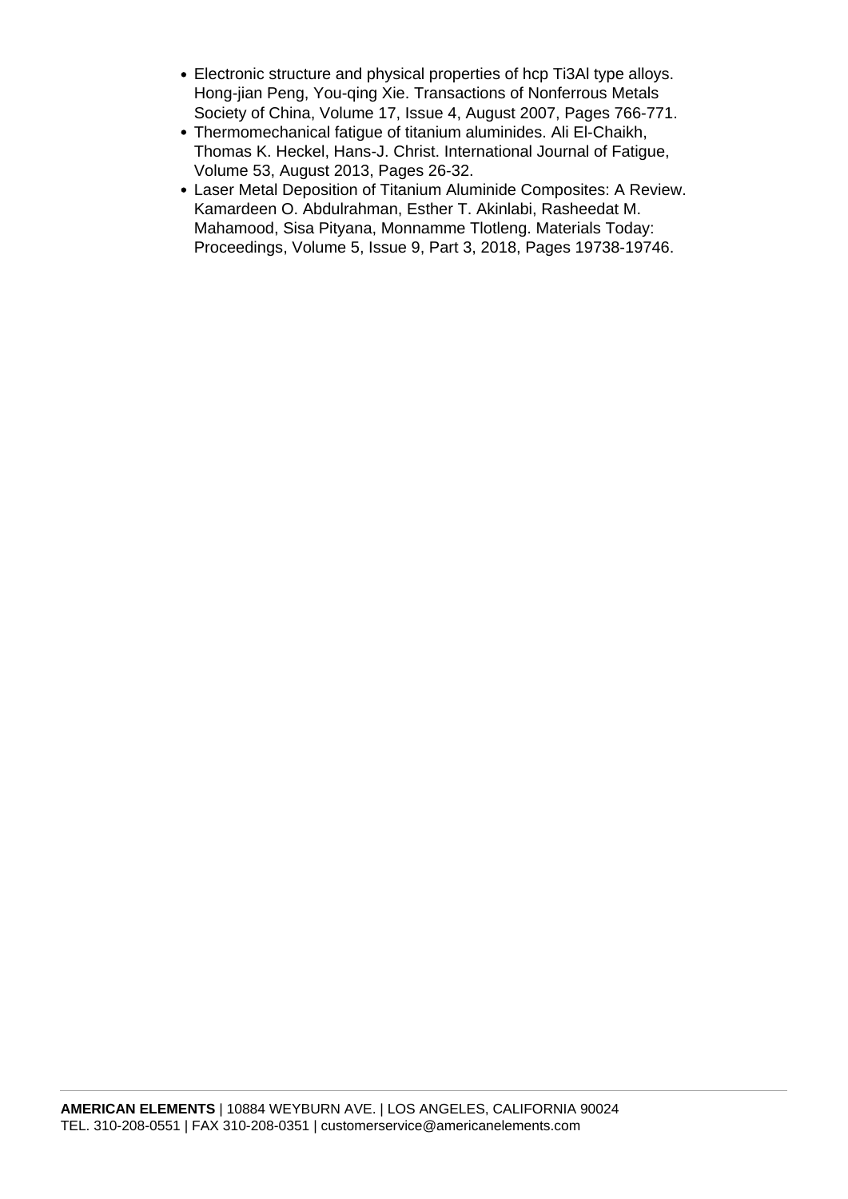- Electronic structure and physical properties of hcp Ti3Al type alloys. Hong-jian Peng, You-qing Xie. Transactions of Nonferrous Metals Society of China, Volume 17, Issue 4, August 2007, Pages 766-771.
- Thermomechanical fatigue of titanium aluminides. Ali El-Chaikh, Thomas K. Heckel, Hans-J. Christ. International Journal of Fatigue, Volume 53, August 2013, Pages 26-32.
- Laser Metal Deposition of Titanium Aluminide Composites: A Review. Kamardeen O. Abdulrahman, Esther T. Akinlabi, Rasheedat M. Mahamood, Sisa Pityana, Monnamme Tlotleng. Materials Today: Proceedings, Volume 5, Issue 9, Part 3, 2018, Pages 19738-19746.